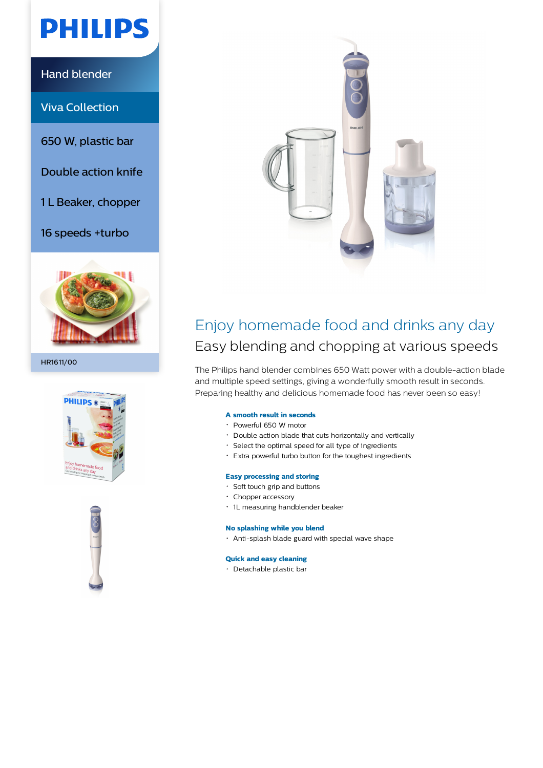PHILIPS

Hand blender

Viva Collection

650 W, plastic bar

Double action knife

1 L Beaker, chopper

16 speeds +turbo

HR1611/00

# Enjoy homemade food and drinks any day

## Easy blending and chopping at various speeds

The Philips hand blender combines 650 Watt power with a double-action blade and multiple speed settings, giving a wonderfully smooth result in seconds. Preparing healthy and delicious homemade food has never been so easy!

**A smooth result in seconds**

- Powerful 650 W motor
- Double action blade that cuts horizontally and vertically
- Select the optimal speed for all type of ingredients
- Extra powerful turbo button for the toughest ingredients

**Easy processing and storing**

- Soft touch grip and buttons
- Chopper accessory
- 1L measuring handblender beaker

**No splashing while you blend**

- Anti-splash blade guard with special wave shape

**Quick and easy cleaning**

- Detachable plastic bar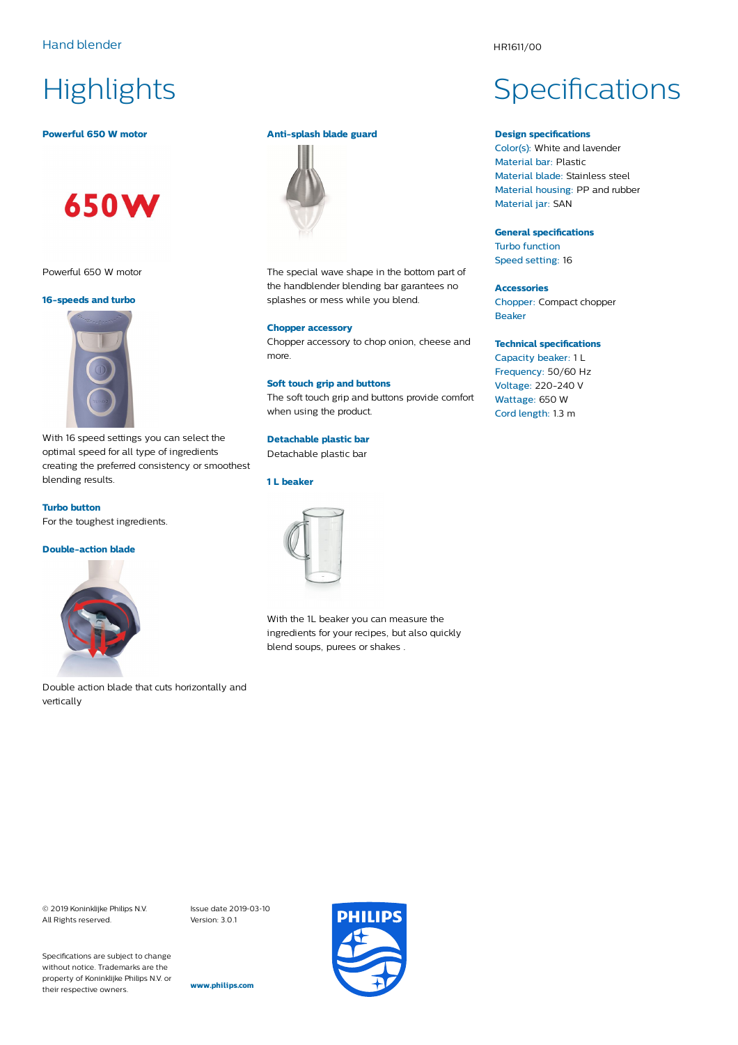Hand blender

HR1611/00

# Highlights

### Powerful 650 W motor

Powerful 650 W motor

### 16-speeds and turbo

With 16 speed settings you can select the optimal speed for all type of ingredients creating the preferred consistency or smoothest blending results.

### Turbo button

For the toughest ingredients.

### Double-action blade

Double action blade that cuts horizontally and vertically

### Anti-splash blade guard

The special wave shape in the bottom part of the handblender blending bar garantees no splashes or mess while you blend.

### Chopper accessory

Chopper accessory to chop onion, cheese and more.

### Soft touch grip and buttons

The soft touch grip and buttons provide comfort when using the product.

### Detachable plastic bar

Detachable plastic bar

### 1 L beaker

With the 1L beaker you can measure the ingredients for your recipes, but also quickly blend soups, purees or shakes .

# Specifications

### Design specifications

- Color(s): White and lavender
- Material bar: Plastic
- Material blade: Stainless steel
- Material housing: PP and rubber
- Material jar: SAN

### General specifications

- Turbo function
- Speed setting: 16

### Accessories

- Chopper: Compact chopper
- Beaker

### Technical specifications

- Capacity beaker: 1 L
- Frequency: 50/60 Hz
- Voltage: 220-240 V
- Wattage: 650 W
- Cord length: 1.3 m

© 2019 Koninklijke Philips N.V.
All Rights reserved.

Issue date 2019-03-10
Version: 3.0.1

Specifications are subject to change without notice. Trademarks are the property of Koninklijke Philips N.V. or their respective owners.

www.philips.com